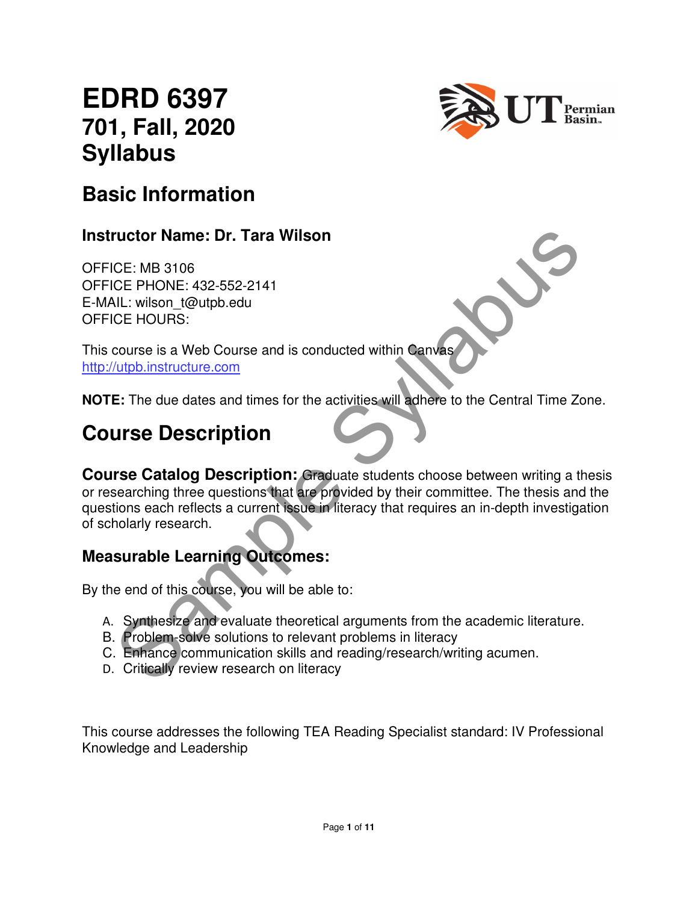# EDRD 6397
## 701, Fall, 2020
## Syllabus

## Basic Information

### Instructor Name: Dr. Tara Wilson

OFFICE: MB 3106
OFFICE PHONE: 432-552-2141
E-MAIL: wilson_t@utpb.edu
OFFICE HOURS:

This course is a Web Course and is conducted within Canvas
http://utpb.instructure.com

**NOTE:** The due dates and times for the activities will adhere to the Central Time Zone.

## Course Description

**Course Catalog Description:** Graduate students choose between writing a thesis or researching three questions that are provided by their committee. The thesis and the questions each reflects a current issue in literacy that requires an in-depth investigation of scholarly research.

### Measurable Learning Outcomes:

By the end of this course, you will be able to:

A. Synthesize and evaluate theoretical arguments from the academic literature.
B. Problem-solve solutions to relevant problems in literacy
C. Enhance communication skills and reading/research/writing acumen.
D. Critically review research on literacy

This course addresses the following TEA Reading Specialist standard: IV Professional Knowledge and Leadership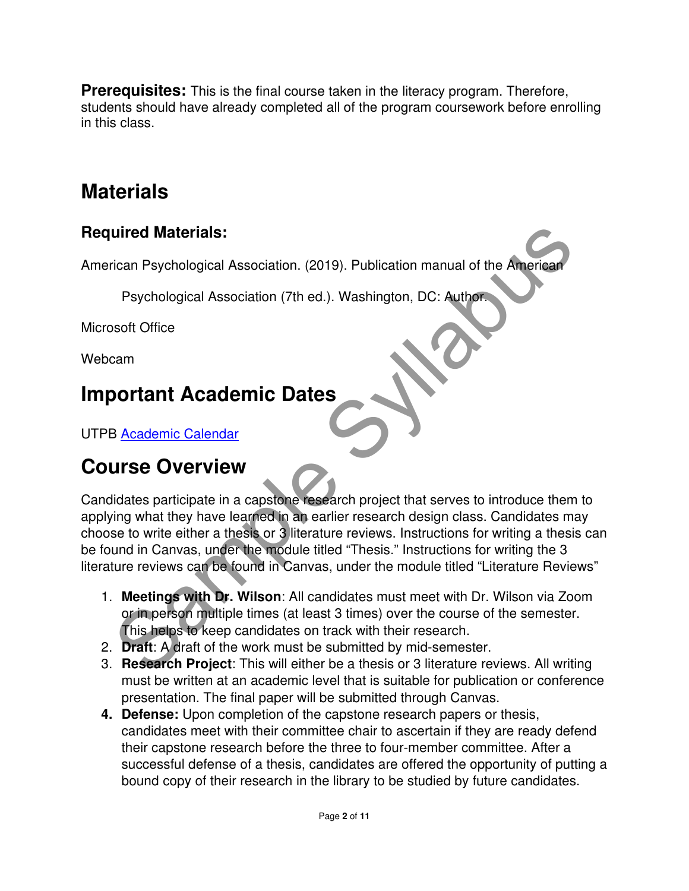**Prerequisites:** This is the final course taken in the literacy program. Therefore, students should have already completed all of the program coursework before enrolling in this class.

# Materials

### Required Materials:

American Psychological Association. (2019). Publication manual of the American Psychological Association (7th ed.). Washington, DC: Author.

Microsoft Office

Webcam

# Important Academic Dates

UTPB Academic Calendar

# Course Overview

Candidates participate in a capstone research project that serves to introduce them to applying what they have learned in an earlier research design class. Candidates may choose to write either a thesis or 3 literature reviews. Instructions for writing a thesis can be found in Canvas, under the module titled "Thesis." Instructions for writing the 3 literature reviews can be found in Canvas, under the module titled "Literature Reviews"

1. **Meetings with Dr. Wilson**: All candidates must meet with Dr. Wilson via Zoom or in person multiple times (at least 3 times) over the course of the semester. This helps to keep candidates on track with their research.
2. **Draft**: A draft of the work must be submitted by mid-semester.
3. **Research Project**: This will either be a thesis or 3 literature reviews. All writing must be written at an academic level that is suitable for publication or conference presentation. The final paper will be submitted through Canvas.
4. **Defense:** Upon completion of the capstone research papers or thesis, candidates meet with their committee chair to ascertain if they are ready defend their capstone research before the three to four-member committee. After a successful defense of a thesis, candidates are offered the opportunity of putting a bound copy of their research in the library to be studied by future candidates.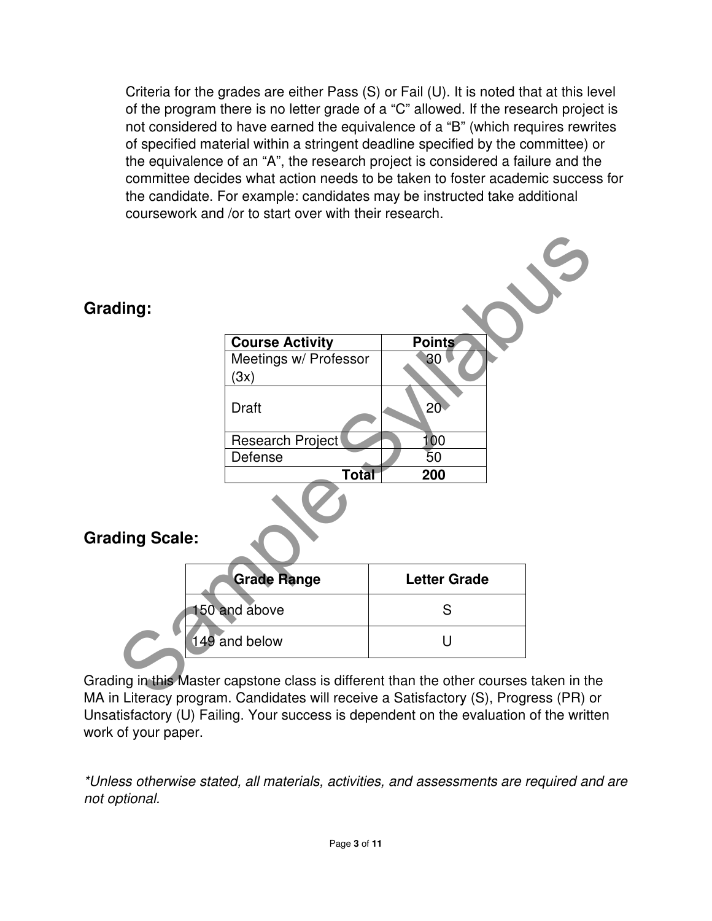Criteria for the grades are either Pass (S) or Fail (U). It is noted that at this level of the program there is no letter grade of a "C" allowed. If the research project is not considered to have earned the equivalence of a "B" (which requires rewrites of specified material within a stringent deadline specified by the committee) or the equivalence of an "A", the research project is considered a failure and the committee decides what action needs to be taken to foster academic success for the candidate. For example: candidates may be instructed take additional coursework and /or to start over with their research.

## Grading:

| Course Activity | Points |
|---|---|
| Meetings w/ Professor (3x) | 30 |
| Draft | 20 |
| Research Project | 100 |
| Defense | 50 |
| **Total** | **200** |

## Grading Scale:

| Grade Range | Letter Grade |
|---|---|
| 150 and above | S |
| 149 and below | U |

Grading in this Master capstone class is different than the other courses taken in the MA in Literacy program. Candidates will receive a Satisfactory (S), Progress (PR) or Unsatisfactory (U) Failing. Your success is dependent on the evaluation of the written work of your paper.

*\*Unless otherwise stated, all materials, activities, and assessments are required and are not optional.*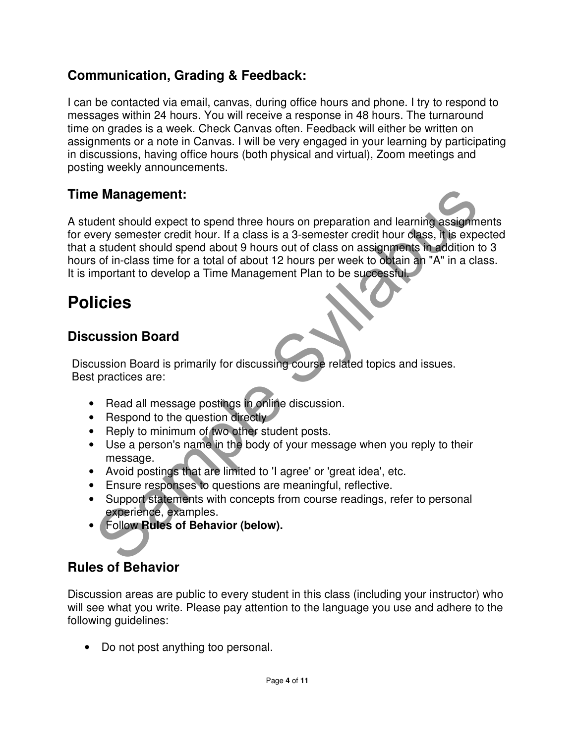## Communication, Grading & Feedback:

I can be contacted via email, canvas, during office hours and phone. I try to respond to messages within 24 hours. You will receive a response in 48 hours. The turnaround time on grades is a week. Check Canvas often. Feedback will either be written on assignments or a note in Canvas. I will be very engaged in your learning by participating in discussions, having office hours (both physical and virtual), Zoom meetings and posting weekly announcements.

## Time Management:

A student should expect to spend three hours on preparation and learning assignments for every semester credit hour. If a class is a 3-semester credit hour class, it is expected that a student should spend about 9 hours out of class on assignments in addition to 3 hours of in-class time for a total of about 12 hours per week to obtain an "A" in a class. It is important to develop a Time Management Plan to be successful.

# Policies

## Discussion Board

Discussion Board is primarily for discussing course related topics and issues. Best practices are:

- Read all message postings in online discussion.
- Respond to the question directly
- Reply to minimum of two other student posts.
- Use a person's name in the body of your message when you reply to their message.
- Avoid postings that are limited to 'I agree' or 'great idea', etc.
- Ensure responses to questions are meaningful, reflective.
- Support statements with concepts from course readings, refer to personal experience, examples.
- Follow **Rules of Behavior (below).**

## Rules of Behavior

Discussion areas are public to every student in this class (including your instructor) who will see what you write. Please pay attention to the language you use and adhere to the following guidelines:

- Do not post anything too personal.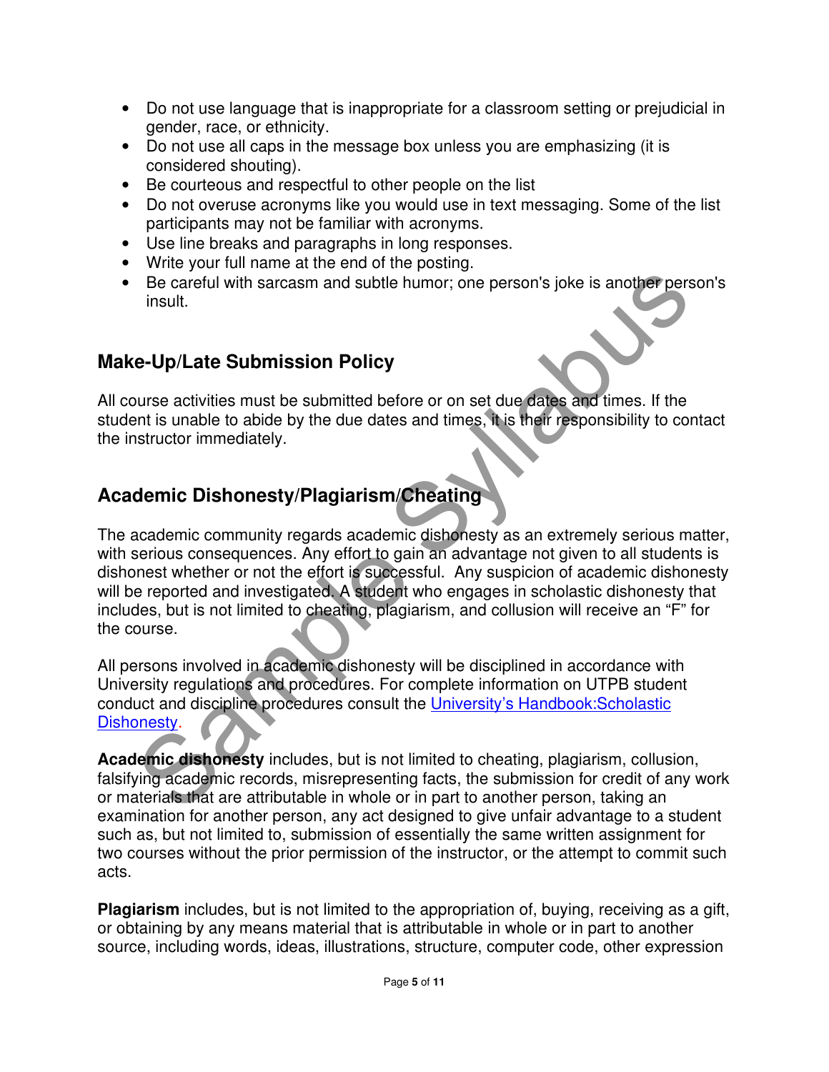- Do not use language that is inappropriate for a classroom setting or prejudicial in gender, race, or ethnicity.
- Do not use all caps in the message box unless you are emphasizing (it is considered shouting).
- Be courteous and respectful to other people on the list
- Do not overuse acronyms like you would use in text messaging. Some of the list participants may not be familiar with acronyms.
- Use line breaks and paragraphs in long responses.
- Write your full name at the end of the posting.
- Be careful with sarcasm and subtle humor; one person's joke is another person's insult.

## Make-Up/Late Submission Policy

All course activities must be submitted before or on set due dates and times. If the student is unable to abide by the due dates and times, it is their responsibility to contact the instructor immediately.

## Academic Dishonesty/Plagiarism/Cheating

The academic community regards academic dishonesty as an extremely serious matter, with serious consequences. Any effort to gain an advantage not given to all students is dishonest whether or not the effort is successful. Any suspicion of academic dishonesty will be reported and investigated. A student who engages in scholastic dishonesty that includes, but is not limited to cheating, plagiarism, and collusion will receive an "F" for the course.

All persons involved in academic dishonesty will be disciplined in accordance with University regulations and procedures. For complete information on UTPB student conduct and discipline procedures consult the University's Handbook:Scholastic Dishonesty.

**Academic dishonesty** includes, but is not limited to cheating, plagiarism, collusion, falsifying academic records, misrepresenting facts, the submission for credit of any work or materials that are attributable in whole or in part to another person, taking an examination for another person, any act designed to give unfair advantage to a student such as, but not limited to, submission of essentially the same written assignment for two courses without the prior permission of the instructor, or the attempt to commit such acts.

**Plagiarism** includes, but is not limited to the appropriation of, buying, receiving as a gift, or obtaining by any means material that is attributable in whole or in part to another source, including words, ideas, illustrations, structure, computer code, other expression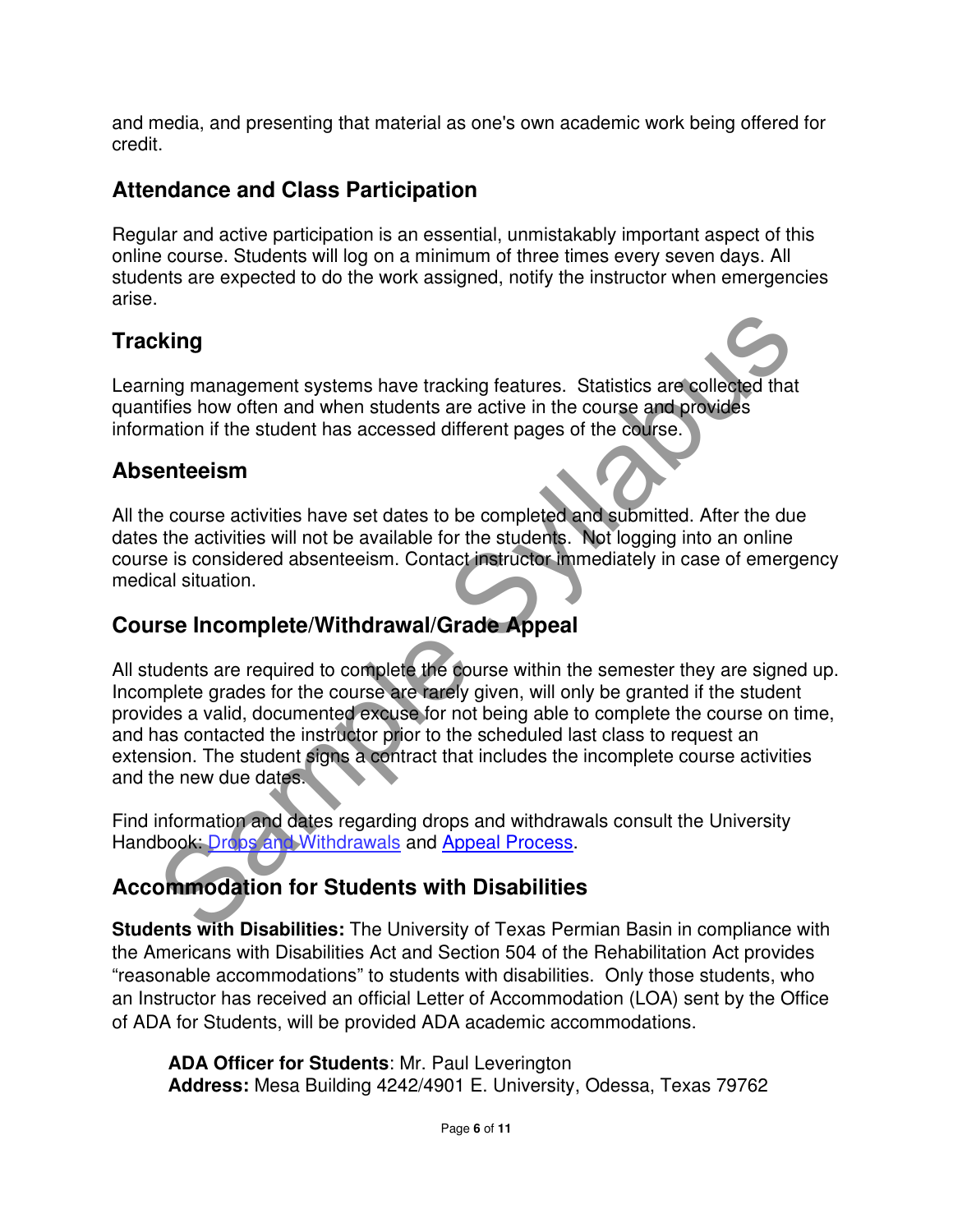and media, and presenting that material as one's own academic work being offered for credit.

## Attendance and Class Participation

Regular and active participation is an essential, unmistakably important aspect of this online course. Students will log on a minimum of three times every seven days. All students are expected to do the work assigned, notify the instructor when emergencies arise.

## Tracking

Learning management systems have tracking features. Statistics are collected that quantifies how often and when students are active in the course and provides information if the student has accessed different pages of the course.

## Absenteeism

All the course activities have set dates to be completed and submitted. After the due dates the activities will not be available for the students. Not logging into an online course is considered absenteeism. Contact instructor immediately in case of emergency medical situation.

## Course Incomplete/Withdrawal/Grade Appeal

All students are required to complete the course within the semester they are signed up. Incomplete grades for the course are rarely given, will only be granted if the student provides a valid, documented excuse for not being able to complete the course on time, and has contacted the instructor prior to the scheduled last class to request an extension. The student signs a contract that includes the incomplete course activities and the new due dates.

Find information and dates regarding drops and withdrawals consult the University Handbook: Drops and Withdrawals and Appeal Process.

## Accommodation for Students with Disabilities

**Students with Disabilities:** The University of Texas Permian Basin in compliance with the Americans with Disabilities Act and Section 504 of the Rehabilitation Act provides "reasonable accommodations" to students with disabilities. Only those students, who an Instructor has received an official Letter of Accommodation (LOA) sent by the Office of ADA for Students, will be provided ADA academic accommodations.

> **ADA Officer for Students**: Mr. Paul Leverington
> **Address:** Mesa Building 4242/4901 E. University, Odessa, Texas 79762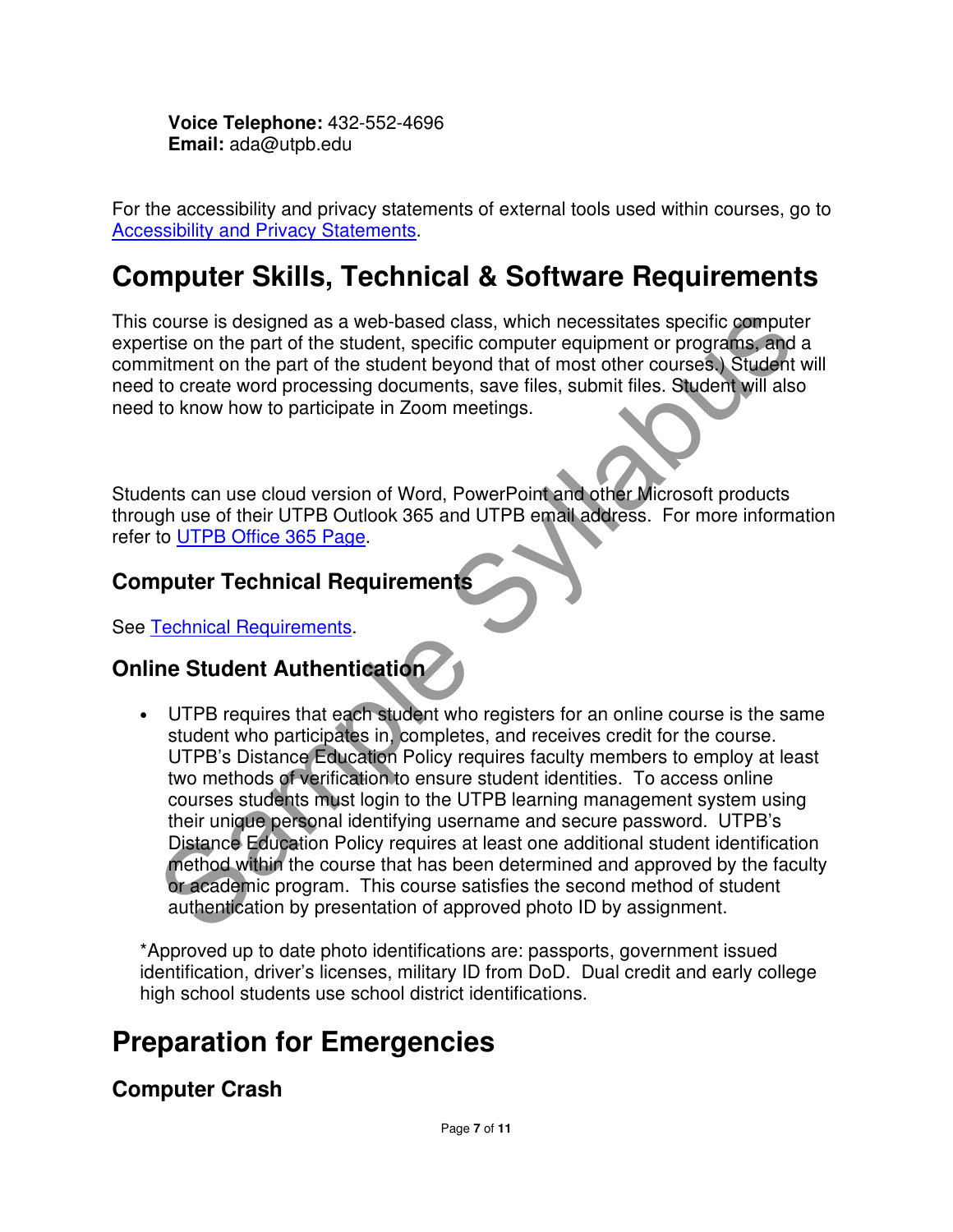**Voice Telephone:** 432-552-4696
**Email:** ada@utpb.edu

For the accessibility and privacy statements of external tools used within courses, go to [Accessibility and Privacy Statements](#).

# Computer Skills, Technical & Software Requirements

This course is designed as a web-based class, which necessitates specific computer expertise on the part of the student, specific computer equipment or programs, and a commitment on the part of the student beyond that of most other courses.) Student will need to create word processing documents, save files, submit files. Student will also need to know how to participate in Zoom meetings.

Students can use cloud version of Word, PowerPoint and other Microsoft products through use of their UTPB Outlook 365 and UTPB email address. For more information refer to [UTPB Office 365 Page](#).

## Computer Technical Requirements

See [Technical Requirements](#).

## Online Student Authentication

- UTPB requires that each student who registers for an online course is the same student who participates in, completes, and receives credit for the course. UTPB's Distance Education Policy requires faculty members to employ at least two methods of verification to ensure student identities. To access online courses students must login to the UTPB learning management system using their unique personal identifying username and secure password. UTPB's Distance Education Policy requires at least one additional student identification method within the course that has been determined and approved by the faculty or academic program. This course satisfies the second method of student authentication by presentation of approved photo ID by assignment.

*Approved up to date photo identifications are: passports, government issued identification, driver's licenses, military ID from DoD. Dual credit and early college high school students use school district identifications.

# Preparation for Emergencies

## Computer Crash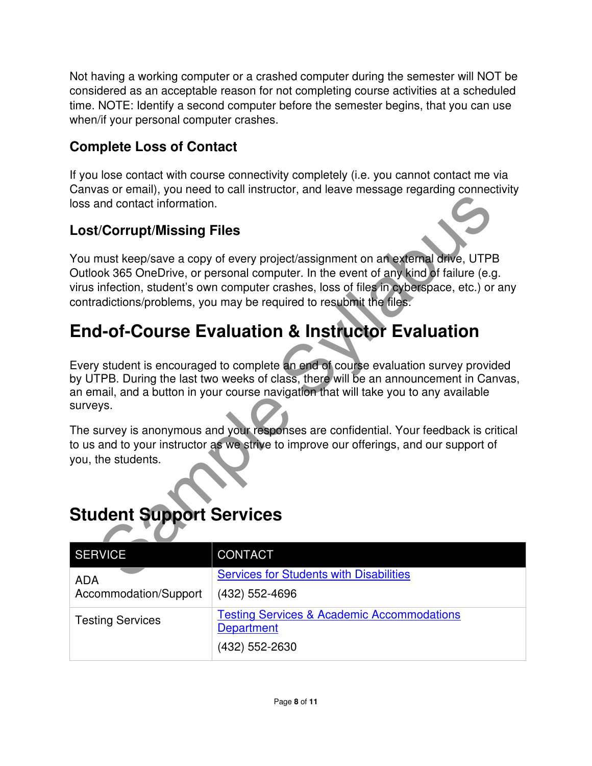Not having a working computer or a crashed computer during the semester will NOT be considered as an acceptable reason for not completing course activities at a scheduled time. NOTE: Identify a second computer before the semester begins, that you can use when/if your personal computer crashes.

### Complete Loss of Contact

If you lose contact with course connectivity completely (i.e. you cannot contact me via Canvas or email), you need to call instructor, and leave message regarding connectivity loss and contact information.

### Lost/Corrupt/Missing Files

You must keep/save a copy of every project/assignment on an external drive, UTPB Outlook 365 OneDrive, or personal computer. In the event of any kind of failure (e.g. virus infection, student's own computer crashes, loss of files in cyberspace, etc.) or any contradictions/problems, you may be required to resubmit the files.

## End-of-Course Evaluation & Instructor Evaluation

Every student is encouraged to complete an end of course evaluation survey provided by UTPB. During the last two weeks of class, there will be an announcement in Canvas, an email, and a button in your course navigation that will take you to any available surveys.

The survey is anonymous and your responses are confidential. Your feedback is critical to us and to your instructor as we strive to improve our offerings, and our support of you, the students.

## Student Support Services

| SERVICE | CONTACT |
|---|---|
| ADA Accommodation/Support | Services for Students with Disabilities<br>(432) 552-4696 |
| Testing Services | Testing Services & Academic Accommodations Department<br>(432) 552-2630 |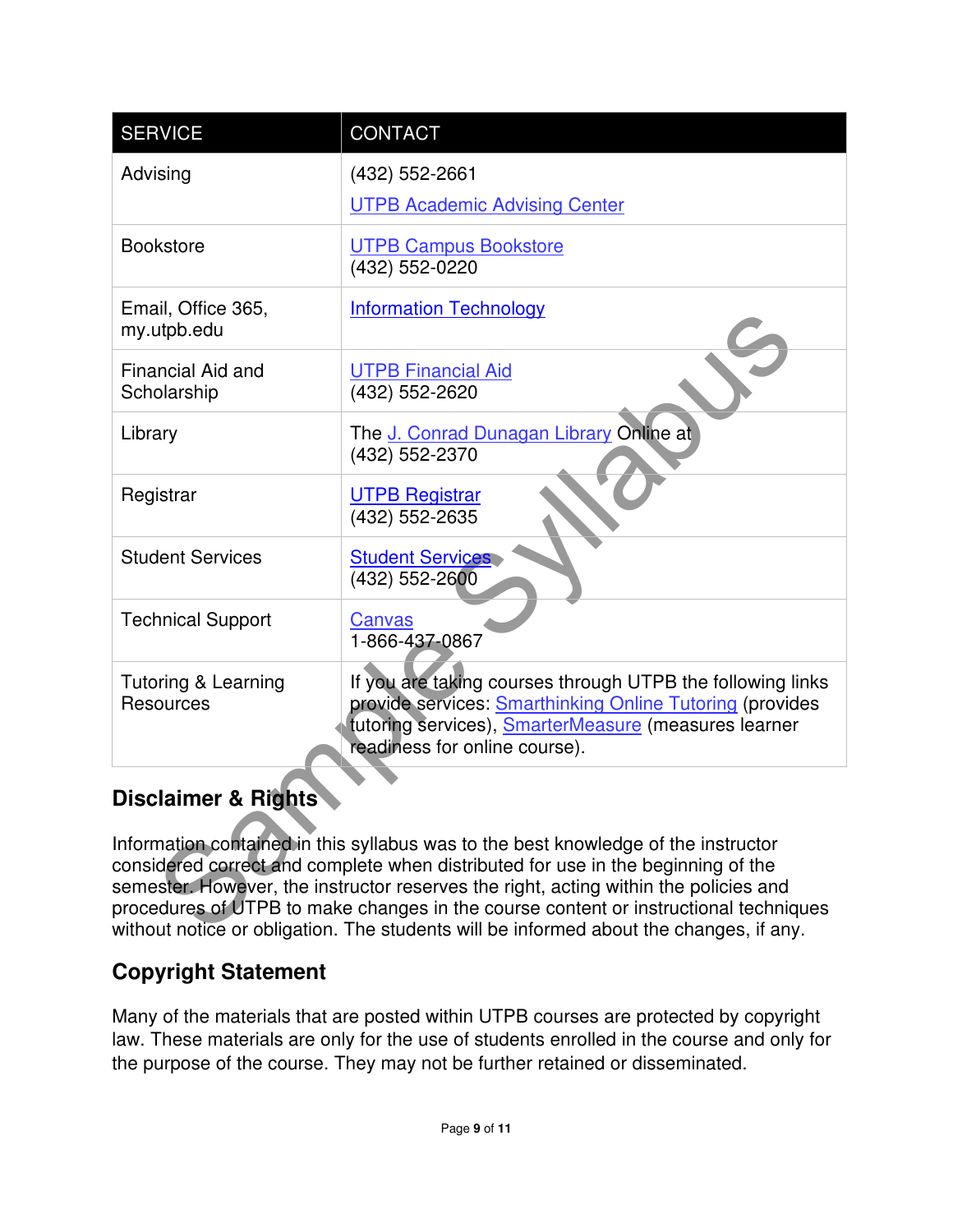| SERVICE | CONTACT |
|---|---|
| Advising | (432) 552-2661<br>UTPB Academic Advising Center |
| Bookstore | UTPB Campus Bookstore<br>(432) 552-0220 |
| Email, Office 365, my.utpb.edu | Information Technology |
| Financial Aid and Scholarship | UTPB Financial Aid<br>(432) 552-2620 |
| Library | The J. Conrad Dunagan Library Online at<br>(432) 552-2370 |
| Registrar | UTPB Registrar<br>(432) 552-2635 |
| Student Services | Student Services<br>(432) 552-2600 |
| Technical Support | Canvas<br>1-866-437-0867 |
| Tutoring & Learning Resources | If you are taking courses through UTPB the following links provide services: Smarthinking Online Tutoring (provides tutoring services), SmarterMeasure (measures learner readiness for online course). |

## Disclaimer & Rights

Information contained in this syllabus was to the best knowledge of the instructor considered correct and complete when distributed for use in the beginning of the semester. However, the instructor reserves the right, acting within the policies and procedures of UTPB to make changes in the course content or instructional techniques without notice or obligation. The students will be informed about the changes, if any.

## Copyright Statement

Many of the materials that are posted within UTPB courses are protected by copyright law. These materials are only for the use of students enrolled in the course and only for the purpose of the course. They may not be further retained or disseminated.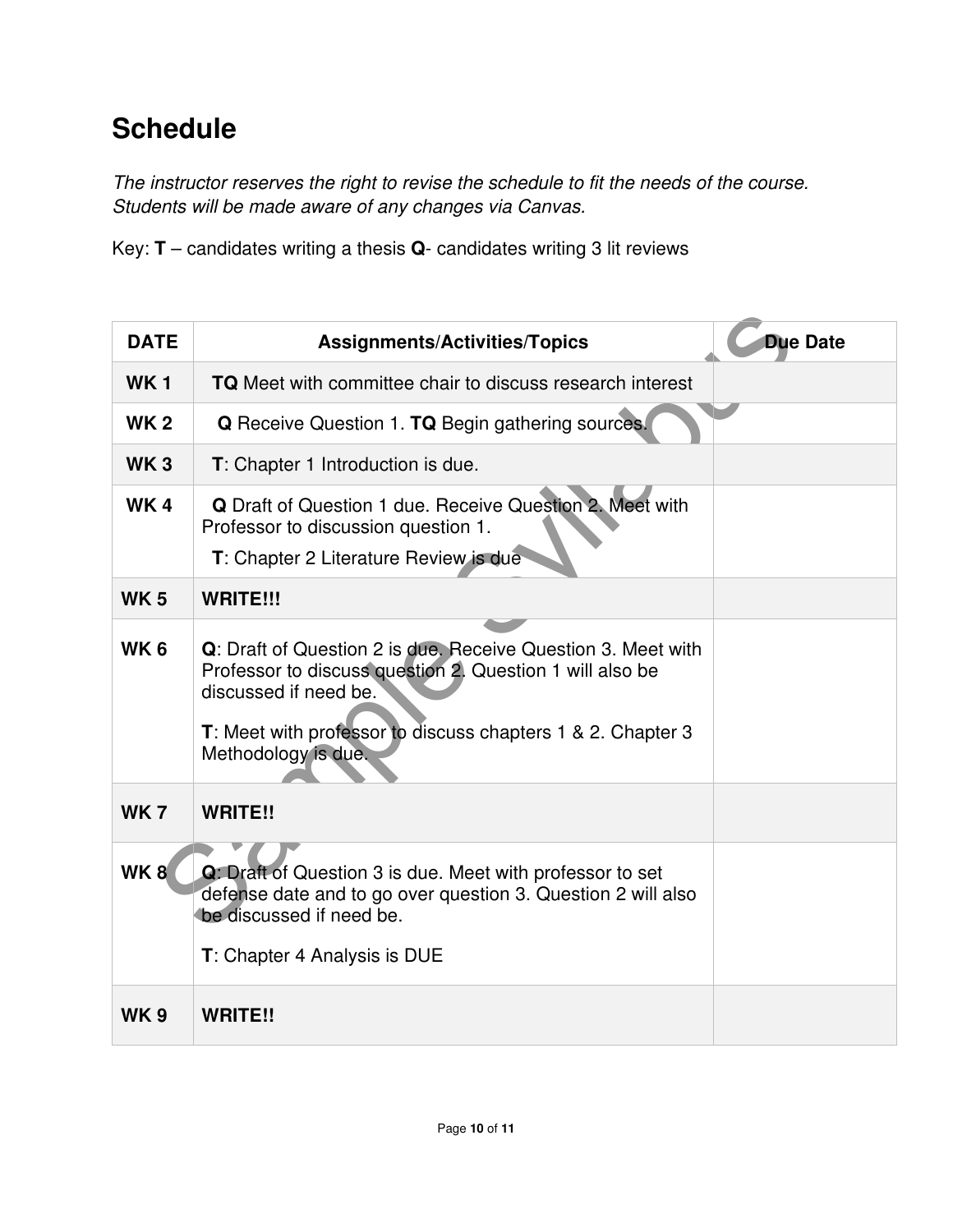# Schedule

*The instructor reserves the right to revise the schedule to fit the needs of the course. Students will be made aware of any changes via Canvas.*

Key: **T** – candidates writing a thesis **Q**- candidates writing 3 lit reviews

| DATE | Assignments/Activities/Topics | Due Date |
|---|---|---|
| **WK 1** | **TQ** Meet with committee chair to discuss research interest | |
| **WK 2** | **Q** Receive Question 1. **TQ** Begin gathering sources. | |
| **WK 3** | **T**: Chapter 1 Introduction is due. | |
| **WK 4** | **Q** Draft of Question 1 due. Receive Question 2. Meet with Professor to discussion question 1.<br>**T**: Chapter 2 Literature Review is due | |
| **WK 5** | **WRITE!!!** | |
| **WK 6** | **Q**: Draft of Question 2 is due. Receive Question 3. Meet with Professor to discuss question 2. Question 1 will also be discussed if need be.<br>**T**: Meet with professor to discuss chapters 1 & 2. Chapter 3 Methodology is due. | |
| **WK 7** | **WRITE!!** | |
| **WK 8** | **Q**: Draft of Question 3 is due. Meet with professor to set defense date and to go over question 3. Question 2 will also be discussed if need be.<br>**T**: Chapter 4 Analysis is DUE | |
| **WK 9** | **WRITE!!** | |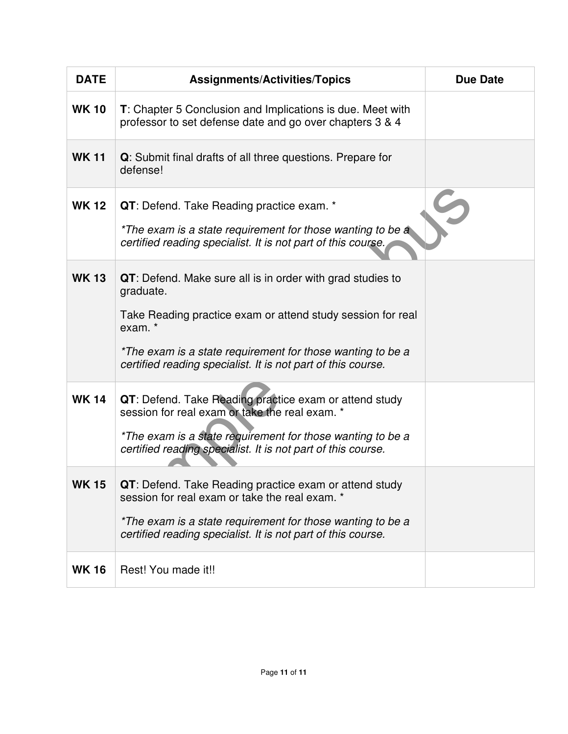| DATE | Assignments/Activities/Topics | Due Date |
|---|---|---|
| WK 10 | **T**: Chapter 5 Conclusion and Implications is due. Meet with professor to set defense date and go over chapters 3 & 4 | |
| WK 11 | **Q**: Submit final drafts of all three questions. Prepare for defense! | |
| WK 12 | **QT**: Defend. Take Reading practice exam. * <br><br> *\*The exam is a state requirement for those wanting to be a certified reading specialist. It is not part of this course.* | |
| WK 13 | **QT**: Defend. Make sure all is in order with grad studies to graduate. <br><br> Take Reading practice exam or attend study session for real exam. * <br><br> *\*The exam is a state requirement for those wanting to be a certified reading specialist. It is not part of this course.* | |
| WK 14 | **QT**: Defend. Take Reading practice exam or attend study session for real exam or take the real exam. * <br><br> *\*The exam is a state requirement for those wanting to be a certified reading specialist. It is not part of this course.* | |
| WK 15 | **QT**: Defend. Take Reading practice exam or attend study session for real exam or take the real exam. * <br><br> *\*The exam is a state requirement for those wanting to be a certified reading specialist. It is not part of this course.* | |
| WK 16 | Rest! You made it!! | |